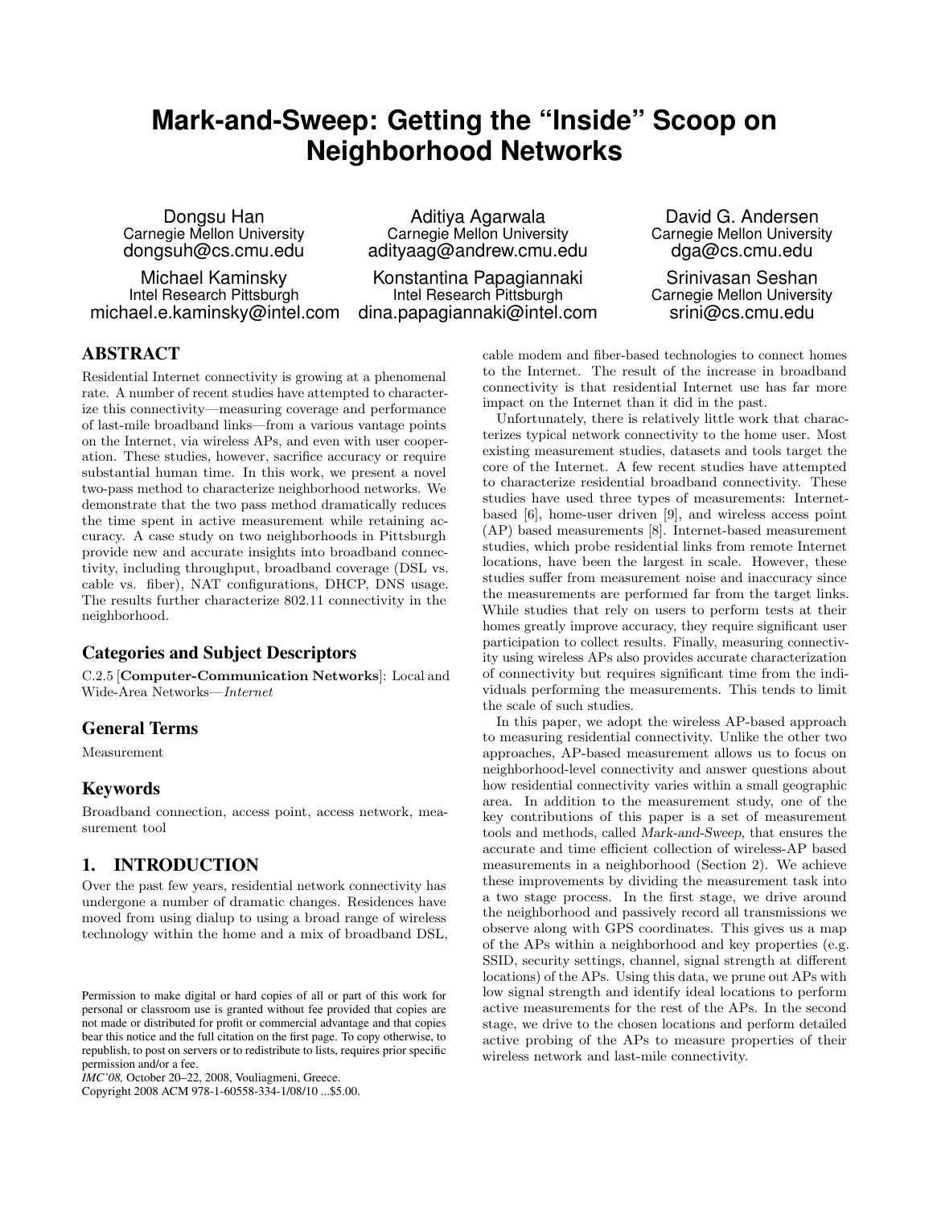# Mark-and-Sweep: Getting the "Inside" Scoop on Neighborhood Networks

Dongsu Han
Carnegie Mellon University
dongsuh@cs.cmu.edu

Aditiya Agarwala
Carnegie Mellon University
adityaag@andrew.cmu.edu

David G. Andersen
Carnegie Mellon University
dga@cs.cmu.edu

Michael Kaminsky
Intel Research Pittsburgh
michael.e.kaminsky@intel.com

Konstantina Papagiannaki
Intel Research Pittsburgh
dina.papagiannaki@intel.com

Srinivasan Seshan
Carnegie Mellon University
srini@cs.cmu.edu

## ABSTRACT

Residential Internet connectivity is growing at a phenomenal rate. A number of recent studies have attempted to characterize this connectivity—measuring coverage and performance of last-mile broadband links—from a various vantage points on the Internet, via wireless APs, and even with user cooperation. These studies, however, sacrifice accuracy or require substantial human time. In this work, we present a novel two-pass method to characterize neighborhood networks. We demonstrate that the two pass method dramatically reduces the time spent in active measurement while retaining accuracy. A case study on two neighborhoods in Pittsburgh provide new and accurate insights into broadband connectivity, including throughput, broadband coverage (DSL vs. cable vs. fiber), NAT configurations, DHCP, DNS usage. The results further characterize 802.11 connectivity in the neighborhood.

### Categories and Subject Descriptors

C.2.5 [**Computer-Communication Networks**]: Local and Wide-Area Networks—*Internet*

### General Terms

Measurement

### Keywords

Broadband connection, access point, access network, measurement tool

## 1. INTRODUCTION

Over the past few years, residential network connectivity has undergone a number of dramatic changes. Residences have moved from using dialup to using a broad range of wireless technology within the home and a mix of broadband DSL, cable modem and fiber-based technologies to connect homes to the Internet. The result of the increase in broadband connectivity is that residential Internet use has far more impact on the Internet than it did in the past.

Unfortunately, there is relatively little work that characterizes typical network connectivity to the home user. Most existing measurement studies, datasets and tools target the core of the Internet. A few recent studies have attempted to characterize residential broadband connectivity. These studies have used three types of measurements: Internet-based [6], home-user driven [9], and wireless access point (AP) based measurements [8]. Internet-based measurement studies, which probe residential links from remote Internet locations, have been the largest in scale. However, these studies suffer from measurement noise and inaccuracy since the measurements are performed far from the target links. While studies that rely on users to perform tests at their homes greatly improve accuracy, they require significant user participation to collect results. Finally, measuring connectivity using wireless APs also provides accurate characterization of connectivity but requires significant time from the individuals performing the measurements. This tends to limit the scale of such studies.

In this paper, we adopt the wireless AP-based approach to measuring residential connectivity. Unlike the other two approaches, AP-based measurement allows us to focus on neighborhood-level connectivity and answer questions about how residential connectivity varies within a small geographic area. In addition to the measurement study, one of the key contributions of this paper is a set of measurement tools and methods, called *Mark-and-Sweep*, that ensures the accurate and time efficient collection of wireless-AP based measurements in a neighborhood (Section 2). We achieve these improvements by dividing the measurement task into a two stage process. In the first stage, we drive around the neighborhood and passively record all transmissions we observe along with GPS coordinates. This gives us a map of the APs within a neighborhood and key properties (e.g. SSID, security settings, channel, signal strength at different locations) of the APs. Using this data, we prune out APs with low signal strength and identify ideal locations to perform active measurements for the rest of the APs. In the second stage, we drive to the chosen locations and perform detailed active probing of the APs to measure properties of their wireless network and last-mile connectivity.

Permission to make digital or hard copies of all or part of this work for personal or classroom use is granted without fee provided that copies are not made or distributed for profit or commercial advantage and that copies bear this notice and the full citation on the first page. To copy otherwise, to republish, to post on servers or to redistribute to lists, requires prior specific permission and/or a fee.
*IMC'08,* October 20–22, 2008, Vouliagmeni, Greece.
Copyright 2008 ACM 978-1-60558-334-1/08/10 ...$5.00.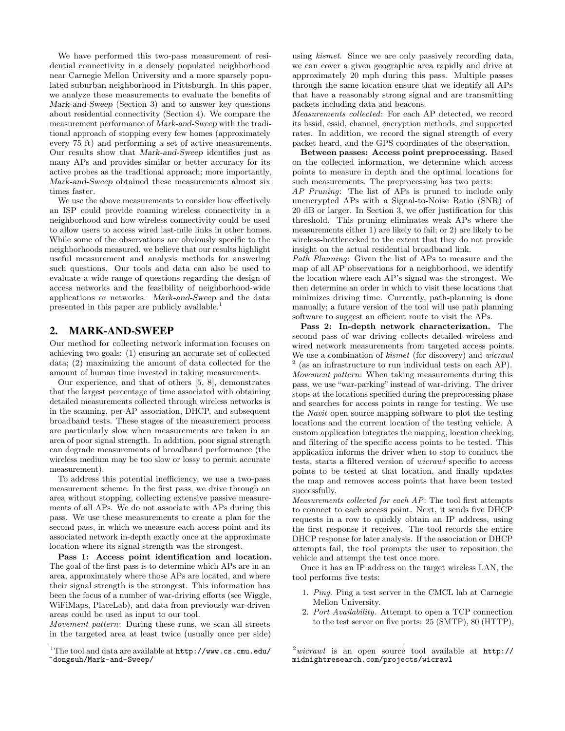We have performed this two-pass measurement of residential connectivity in a densely populated neighborhood near Carnegie Mellon University and a more sparsely populated suburban neighborhood in Pittsburgh. In this paper, we analyze these measurements to evaluate the benefits of *Mark-and-Sweep* (Section 3) and to answer key questions about residential connectivity (Section 4). We compare the measurement performance of *Mark-and-Sweep* with the traditional approach of stopping every few homes (approximately every 75 ft) and performing a set of active measurements. Our results show that *Mark-and-Sweep* identifies just as many APs and provides similar or better accuracy for its active probes as the traditional approach; more importantly, *Mark-and-Sweep* obtained these measurements almost six times faster.

We use the above measurements to consider how effectively an ISP could provide roaming wireless connectivity in a neighborhood and how wireless connectivity could be used to allow users to access wired last-mile links in other homes. While some of the observations are obviously specific to the neighborhoods measured, we believe that our results highlight useful measurement and analysis methods for answering such questions. Our tools and data can also be used to evaluate a wide range of questions regarding the design of access networks and the feasibility of neighborhood-wide applications or networks. *Mark-and-Sweep* and the data presented in this paper are publicly available.[1]

## 2. MARK-AND-SWEEP

Our method for collecting network information focuses on achieving two goals: (1) ensuring an accurate set of collected data; (2) maximizing the amount of data collected for the amount of human time invested in taking measurements.

Our experience, and that of others [5, 8], demonstrates that the largest percentage of time associated with obtaining detailed measurements collected through wireless networks is in the scanning, per-AP association, DHCP, and subsequent broadband tests. These stages of the measurement process are particularly slow when measurements are taken in an area of poor signal strength. In addition, poor signal strength can degrade measurements of broadband performance (the wireless medium may be too slow or lossy to permit accurate measurement).

To address this potential inefficiency, we use a two-pass measurement scheme. In the first pass, we drive through an area without stopping, collecting extensive passive measurements of all APs. We do not associate with APs during this pass. We use these measurements to create a plan for the second pass, in which we measure each access point and its associated network in-depth exactly once at the approximate location where its signal strength was the strongest.

**Pass 1: Access point identification and location.** The goal of the first pass is to determine which APs are in an area, approximately where those APs are located, and where their signal strength is the strongest. This information has been the focus of a number of war-driving efforts (see Wiggle, WiFiMaps, PlaceLab), and data from previously war-driven areas could be used as input to our tool.

*Movement pattern*: During these runs, we scan all streets in the targeted area at least twice (usually once per side) using *kismet*. Since we are only passively recording data, we can cover a given geographic area rapidly and drive at approximately 20 mph during this pass. Multiple passes through the same location ensure that we identify all APs that have a reasonably strong signal and are transmitting packets including data and beacons.

*Measurements collected*: For each AP detected, we record its bssid, essid, channel, encryption methods, and supported rates. In addition, we record the signal strength of every packet heard, and the GPS coordinates of the observation.

**Between passes: Access point preprocessing.** Based on the collected information, we determine which access points to measure in depth and the optimal locations for such measurements. The preprocessing has two parts:

*AP Pruning*: The list of APs is pruned to include only unencrypted APs with a Signal-to-Noise Ratio (SNR) of 20 dB or larger. In Section 3, we offer justification for this threshold. This pruning eliminates weak APs where the measurements either 1) are likely to fail; or 2) are likely to be wireless-bottlenecked to the extent that they do not provide insight on the actual residential broadband link.

*Path Planning*: Given the list of APs to measure and the map of all AP observations for a neighborhood, we identify the location where each AP's signal was the strongest. We then determine an order in which to visit these locations that minimizes driving time. Currently, path-planning is done manually; a future version of the tool will use path planning software to suggest an efficient route to visit the APs.

**Pass 2: In-depth network characterization.** The second pass of war driving collects detailed wireless and wired network measurements from targeted access points. We use a combination of *kismet* (for discovery) and *wicrawl* [2] (as an infrastructure to run individual tests on each AP).

*Movement pattern*: When taking measurements during this pass, we use "war-parking" instead of war-driving. The driver stops at the locations specified during the preprocessing phase and searches for access points in range for testing. We use the *Navit* open source mapping software to plot the testing locations and the current location of the testing vehicle. A custom application integrates the mapping, location checking, and filtering of the specific access points to be tested. This application informs the driver when to stop to conduct the tests, starts a filtered version of *wicrawl* specific to access points to be tested at that location, and finally updates the map and removes access points that have been tested successfully.

*Measurements collected for each AP*: The tool first attempts to connect to each access point. Next, it sends five DHCP requests in a row to quickly obtain an IP address, using the first response it receives. The tool records the entire DHCP response for later analysis. If the association or DHCP attempts fail, the tool prompts the user to reposition the vehicle and attempt the test once more.

Once it has an IP address on the target wireless LAN, the tool performs five tests:

1. *Ping*. Ping a test server in the CMCL lab at Carnegie Mellon University.
2. *Port Availability*. Attempt to open a TCP connection to the test server on five ports: 25 (SMTP), 80 (HTTP),

[1] The tool and data are available at http://www.cs.cmu.edu/~dongsuh/Mark-and-Sweep/

[2] *wicrawl* is an open source tool available at http://midnightresearch.com/projects/wicrawl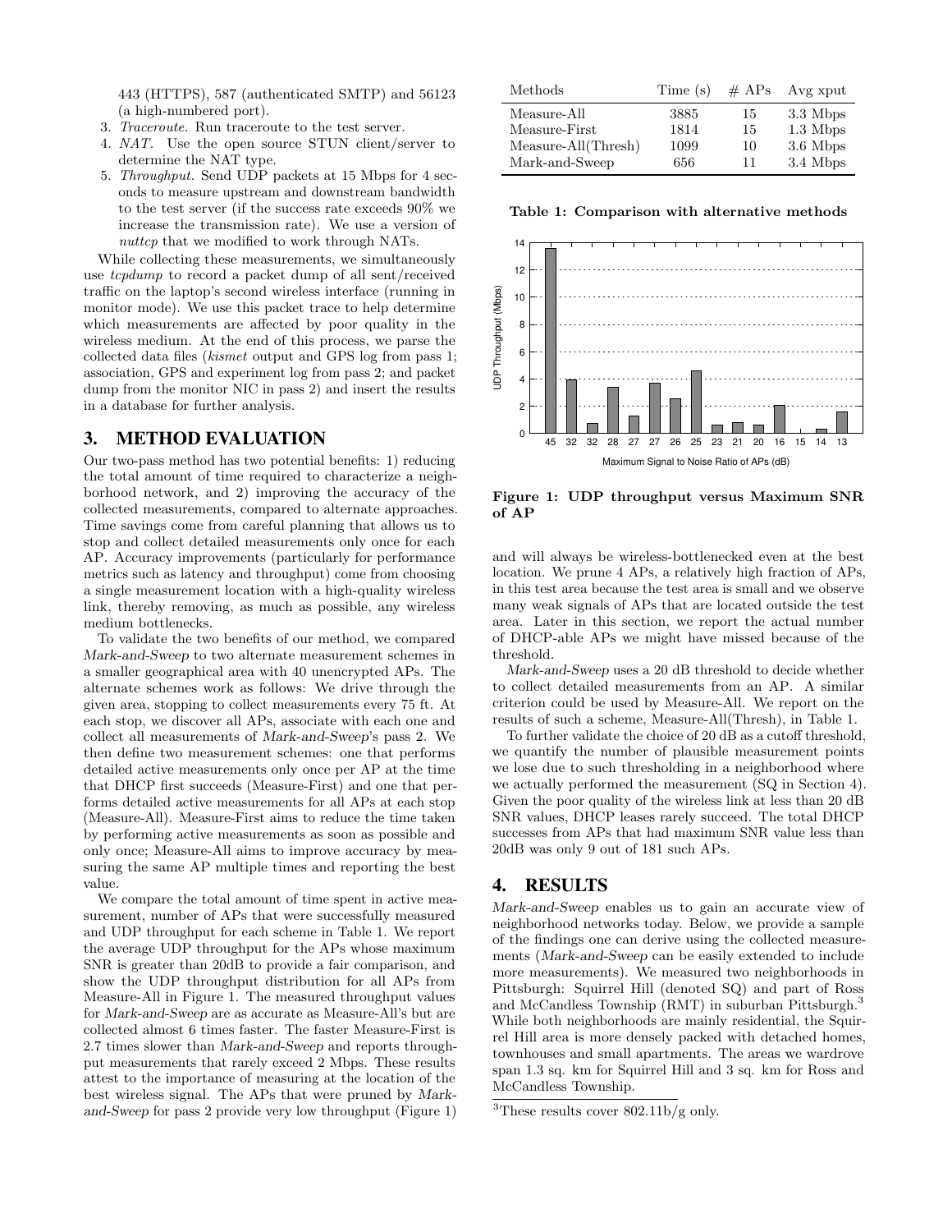443 (HTTPS), 587 (authenticated SMTP) and 56123 (a high-numbered port).

3. *Traceroute*. Run traceroute to the test server.
4. *NAT*. Use the open source STUN client/server to determine the NAT type.
5. *Throughput*. Send UDP packets at 15 Mbps for 4 seconds to measure upstream and downstream bandwidth to the test server (if the success rate exceeds 90% we increase the transmission rate). We use a version of *nuttcp* that we modified to work through NATs.

While collecting these measurements, we simultaneously use *tcpdump* to record a packet dump of all sent/received traffic on the laptop's second wireless interface (running in monitor mode). We use this packet trace to help determine which measurements are affected by poor quality in the wireless medium. At the end of this process, we parse the collected data files (*kismet* output and GPS log from pass 1; association, GPS and experiment log from pass 2; and packet dump from the monitor NIC in pass 2) and insert the results in a database for further analysis.

## 3. METHOD EVALUATION

Our two-pass method has two potential benefits: 1) reducing the total amount of time required to characterize a neighborhood network, and 2) improving the accuracy of the collected measurements, compared to alternate approaches. Time savings come from careful planning that allows us to stop and collect detailed measurements only once for each AP. Accuracy improvements (particularly for performance metrics such as latency and throughput) come from choosing a single measurement location with a high-quality wireless link, thereby removing, as much as possible, any wireless medium bottlenecks.

To validate the two benefits of our method, we compared *Mark-and-Sweep* to two alternate measurement schemes in a smaller geographical area with 40 unencrypted APs. The alternate schemes work as follows: We drive through the given area, stopping to collect measurements every 75 ft. At each stop, we discover all APs, associate with each one and collect all measurements of *Mark-and-Sweep*'s pass 2. We then define two measurement schemes: one that performs detailed active measurements only once per AP at the time that DHCP first succeeds (Measure-First) and one that performs detailed active measurements for all APs at each stop (Measure-All). Measure-First aims to reduce the time taken by performing active measurements as soon as possible and only once; Measure-All aims to improve accuracy by measuring the same AP multiple times and reporting the best value.

We compare the total amount of time spent in active measurement, number of APs that were successfully measured and UDP throughput for each scheme in Table 1. We report the average UDP throughput for the APs whose maximum SNR is greater than 20dB to provide a fair comparison, and show the UDP throughput distribution for all APs from Measure-All in Figure 1. The measured throughput values for *Mark-and-Sweep* are as accurate as Measure-All's but are collected almost 6 times faster. The faster Measure-First is 2.7 times slower than *Mark-and-Sweep* and reports throughput measurements that rarely exceed 2 Mbps. These results attest to the importance of measuring at the location of the best wireless signal. The APs that were pruned by *Mark-and-Sweep* for pass 2 provide very low throughput (Figure 1) and will always be wireless-bottlenecked even at the best location. We prune 4 APs, a relatively high fraction of APs, in this test area because the test area is small and we observe many weak signals of APs that are located outside the test area. Later in this section, we report the actual number of DHCP-able APs we might have missed because of the threshold.

| Methods | Time (s) | # APs | Avg xput |
|---|---|---|---|
| Measure-All | 3885 | 15 | 3.3 Mbps |
| Measure-First | 1814 | 15 | 1.3 Mbps |
| Measure-All(Thresh) | 1099 | 10 | 3.6 Mbps |
| Mark-and-Sweep | 656 | 11 | 3.4 Mbps |

**Table 1: Comparison with alternative methods**

**Figure 1: UDP throughput versus Maximum SNR of AP**

*Mark-and-Sweep* uses a 20 dB threshold to decide whether to collect detailed measurements from an AP. A similar criterion could be used by Measure-All. We report on the results of such a scheme, Measure-All(Thresh), in Table 1.

To further validate the choice of 20 dB as a cutoff threshold, we quantify the number of plausible measurement points we lose due to such thresholding in a neighborhood where we actually performed the measurement (SQ in Section 4). Given the poor quality of the wireless link at less than 20 dB SNR values, DHCP leases rarely succeed. The total DHCP successes from APs that had maximum SNR value less than 20dB was only 9 out of 181 such APs.

## 4. RESULTS

*Mark-and-Sweep* enables us to gain an accurate view of neighborhood networks today. Below, we provide a sample of the findings one can derive using the collected measurements (*Mark-and-Sweep* can be easily extended to include more measurements). We measured two neighborhoods in Pittsburgh: Squirrel Hill (denoted SQ) and part of Ross and McCandless Township (RMT) in suburban Pittsburgh.[3] While both neighborhoods are mainly residential, the Squirrel Hill area is more densely packed with detached homes, townhouses and small apartments. The areas we wardrove span 1.3 sq. km for Squirrel Hill and 3 sq. km for Ross and McCandless Township.

[3] These results cover 802.11b/g only.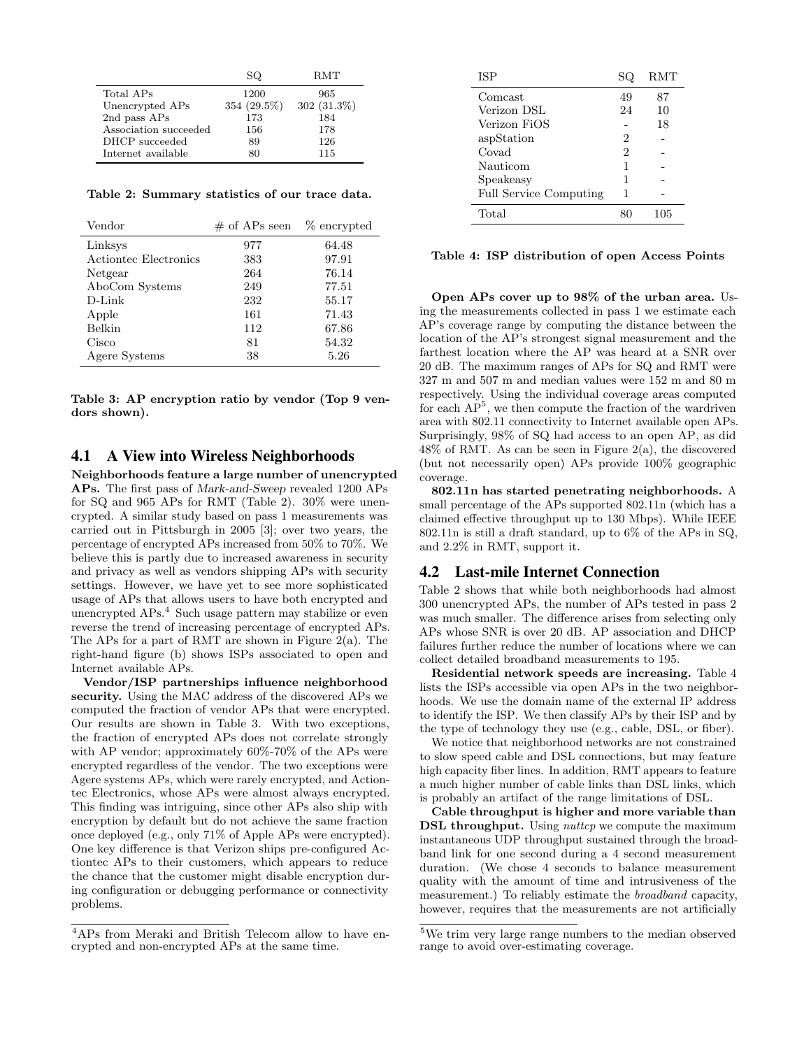|  | SQ | RMT |
|---|---|---|
| Total APs | 1200 | 965 |
| Unencrypted APs | 354 (29.5%) | 302 (31.3%) |
| 2nd pass APs | 173 | 184 |
| Association succeeded | 156 | 178 |
| DHCP succeeded | 89 | 126 |
| Internet available | 80 | 115 |

**Table 2: Summary statistics of our trace data.**

| Vendor | # of APs seen | % encrypted |
|---|---|---|
| Linksys | 977 | 64.48 |
| Actiontec Electronics | 383 | 97.91 |
| Netgear | 264 | 76.14 |
| AboCom Systems | 249 | 77.51 |
| D-Link | 232 | 55.17 |
| Apple | 161 | 71.43 |
| Belkin | 112 | 67.86 |
| Cisco | 81 | 54.32 |
| Agere Systems | 38 | 5.26 |

**Table 3: AP encryption ratio by vendor (Top 9 vendors shown).**

## 4.1 A View into Wireless Neighborhoods

**Neighborhoods feature a large number of unencrypted APs.** The first pass of *Mark-and-Sweep* revealed 1200 APs for SQ and 965 APs for RMT (Table 2). 30% were unencrypted. A similar study based on pass 1 measurements was carried out in Pittsburgh in 2005 [3]; over two years, the percentage of encrypted APs increased from 50% to 70%. We believe this is partly due to increased awareness in security and privacy as well as vendors shipping APs with security settings. However, we have yet to see more sophisticated usage of APs that allows users to have both encrypted and unencrypted APs.[4] Such usage pattern may stabilize or even reverse the trend of increasing percentage of encrypted APs. The APs for a part of RMT are shown in Figure 2(a). The right-hand figure (b) shows ISPs associated to open and Internet available APs.

**Vendor/ISP partnerships influence neighborhood security.** Using the MAC address of the discovered APs we computed the fraction of vendor APs that were encrypted. Our results are shown in Table 3. With two exceptions, the fraction of encrypted APs does not correlate strongly with AP vendor; approximately 60%-70% of the APs were encrypted regardless of the vendor. The two exceptions were Agere systems APs, which were rarely encrypted, and Actiontec Electronics, whose APs were almost always encrypted. This finding was intriguing, since other APs also ship with encryption by default but do not achieve the same fraction once deployed (e.g., only 71% of Apple APs were encrypted). One key difference is that Verizon ships pre-configured Actiontec APs to their customers, which appears to reduce the chance that the customer might disable encryption during configuration or debugging performance or connectivity problems.

[4]APs from Meraki and British Telecom allow to have encrypted and non-encrypted APs at the same time.

| ISP | SQ | RMT |
|---|---|---|
| Comcast | 49 | 87 |
| Verizon DSL | 24 | 10 |
| Verizon FiOS | - | 18 |
| aspStation | 2 | - |
| Covad | 2 | - |
| Nauticom | 1 | - |
| Speakeasy | 1 | - |
| Full Service Computing | 1 | - |
| Total | 80 | 105 |

**Table 4: ISP distribution of open Access Points**

**Open APs cover up to 98% of the urban area.** Using the measurements collected in pass 1 we estimate each AP's coverage range by computing the distance between the location of the AP's strongest signal measurement and the farthest location where the AP was heard at a SNR over 20 dB. The maximum ranges of APs for SQ and RMT were 327 m and 507 m and median values were 152 m and 80 m respectively. Using the individual coverage areas computed for each AP[5], we then compute the fraction of the wardriven area with 802.11 connectivity to Internet available open APs. Surprisingly, 98% of SQ had access to an open AP, as did 48% of RMT. As can be seen in Figure 2(a), the discovered (but not necessarily open) APs provide 100% geographic coverage.

**802.11n has started penetrating neighborhoods.** A small percentage of the APs supported 802.11n (which has a claimed effective throughput up to 130 Mbps). While IEEE 802.11n is still a draft standard, up to 6% of the APs in SQ, and 2.2% in RMT, support it.

## 4.2 Last-mile Internet Connection

Table 2 shows that while both neighborhoods had almost 300 unencrypted APs, the number of APs tested in pass 2 was much smaller. The difference arises from selecting only APs whose SNR is over 20 dB. AP association and DHCP failures further reduce the number of locations where we can collect detailed broadband measurements to 195.

**Residential network speeds are increasing.** Table 4 lists the ISPs accessible via open APs in the two neighborhoods. We use the domain name of the external IP address to identify the ISP. We then classify APs by their ISP and by the type of technology they use (e.g., cable, DSL, or fiber).

We notice that neighborhood networks are not constrained to slow speed cable and DSL connections, but may feature high capacity fiber lines. In addition, RMT appears to feature a much higher number of cable links than DSL links, which is probably an artifact of the range limitations of DSL.

**Cable throughput is higher and more variable than DSL throughput.** Using *nuttcp* we compute the maximum instantaneous UDP throughput sustained through the broadband link for one second during a 4 second measurement duration. (We chose 4 seconds to balance measurement quality with the amount of time and intrusiveness of the measurement.) To reliably estimate the *broadband* capacity, however, requires that the measurements are not artificially

[5]We trim very large range numbers to the median observed range to avoid over-estimating coverage.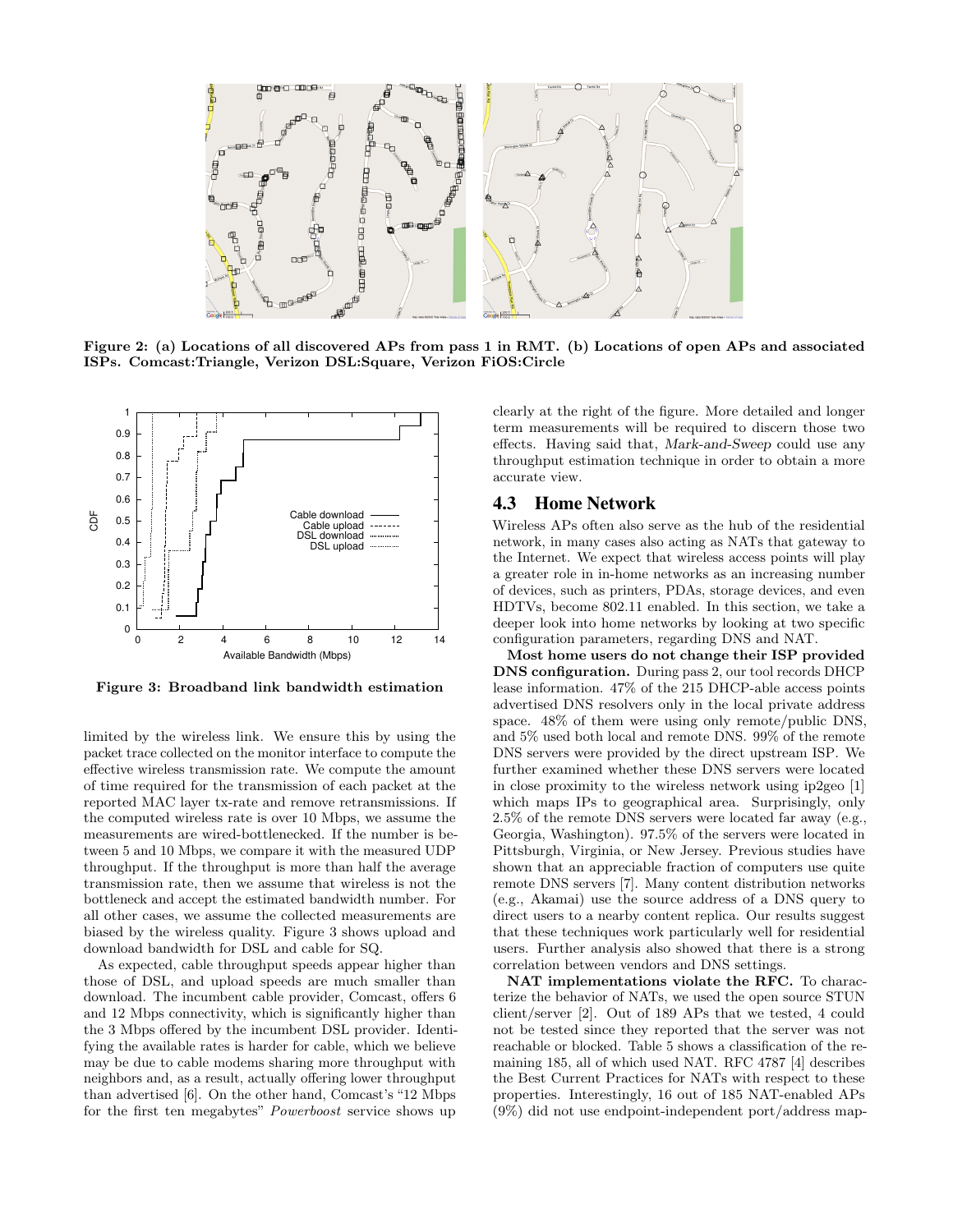Figure 2: (a) Locations of all discovered APs from pass 1 in RMT. (b) Locations of open APs and associated ISPs. Comcast:Triangle, Verizon DSL:Square, Verizon FiOS:Circle

Figure 3: Broadband link bandwidth estimation

limited by the wireless link. We ensure this by using the packet trace collected on the monitor interface to compute the effective wireless transmission rate. We compute the amount of time required for the transmission of each packet at the reported MAC layer tx-rate and remove retransmissions. If the computed wireless rate is over 10 Mbps, we assume the measurements are wired-bottlenecked. If the number is between 5 and 10 Mbps, we compare it with the measured UDP throughput. If the throughput is more than half the average transmission rate, then we assume that wireless is not the bottleneck and accept the estimated bandwidth number. For all other cases, we assume the collected measurements are biased by the wireless quality. Figure 3 shows upload and download bandwidth for DSL and cable for SQ.

As expected, cable throughput speeds appear higher than those of DSL, and upload speeds are much smaller than download. The incumbent cable provider, Comcast, offers 6 and 12 Mbps connectivity, which is significantly higher than the 3 Mbps offered by the incumbent DSL provider. Identifying the available rates is harder for cable, which we believe may be due to cable modems sharing more throughput with neighbors and, as a result, actually offering lower throughput than advertised [6]. On the other hand, Comcast's "12 Mbps for the first ten megabytes" *Powerboost* service shows up clearly at the right of the figure. More detailed and longer term measurements will be required to discern those two effects. Having said that, *Mark-and-Sweep* could use any throughput estimation technique in order to obtain a more accurate view.

## 4.3 Home Network

Wireless APs often also serve as the hub of the residential network, in many cases also acting as NATs that gateway to the Internet. We expect that wireless access points will play a greater role in in-home networks as an increasing number of devices, such as printers, PDAs, storage devices, and even HDTVs, become 802.11 enabled. In this section, we take a deeper look into home networks by looking at two specific configuration parameters, regarding DNS and NAT.

**Most home users do not change their ISP provided DNS configuration.** During pass 2, our tool records DHCP lease information. 47% of the 215 DHCP-able access points advertised DNS resolvers only in the local private address space. 48% of them were using only remote/public DNS, and 5% used both local and remote DNS. 99% of the remote DNS servers were provided by the direct upstream ISP. We further examined whether these DNS servers were located in close proximity to the wireless network using ip2geo [1] which maps IPs to geographical area. Surprisingly, only 2.5% of the remote DNS servers were located far away (e.g., Georgia, Washington). 97.5% of the servers were located in Pittsburgh, Virginia, or New Jersey. Previous studies have shown that an appreciable fraction of computers use quite remote DNS servers [7]. Many content distribution networks (e.g., Akamai) use the source address of a DNS query to direct users to a nearby content replica. Our results suggest that these techniques work particularly well for residential users. Further analysis also showed that there is a strong correlation between vendors and DNS settings.

**NAT implementations violate the RFC.** To characterize the behavior of NATs, we used the open source STUN client/server [2]. Out of 189 APs that we tested, 4 could not be tested since they reported that the server was not reachable or blocked. Table 5 shows a classification of the remaining 185, all of which used NAT. RFC 4787 [4] describes the Best Current Practices for NATs with respect to these properties. Interestingly, 16 out of 185 NAT-enabled APs (9%) did not use endpoint-independent port/address map-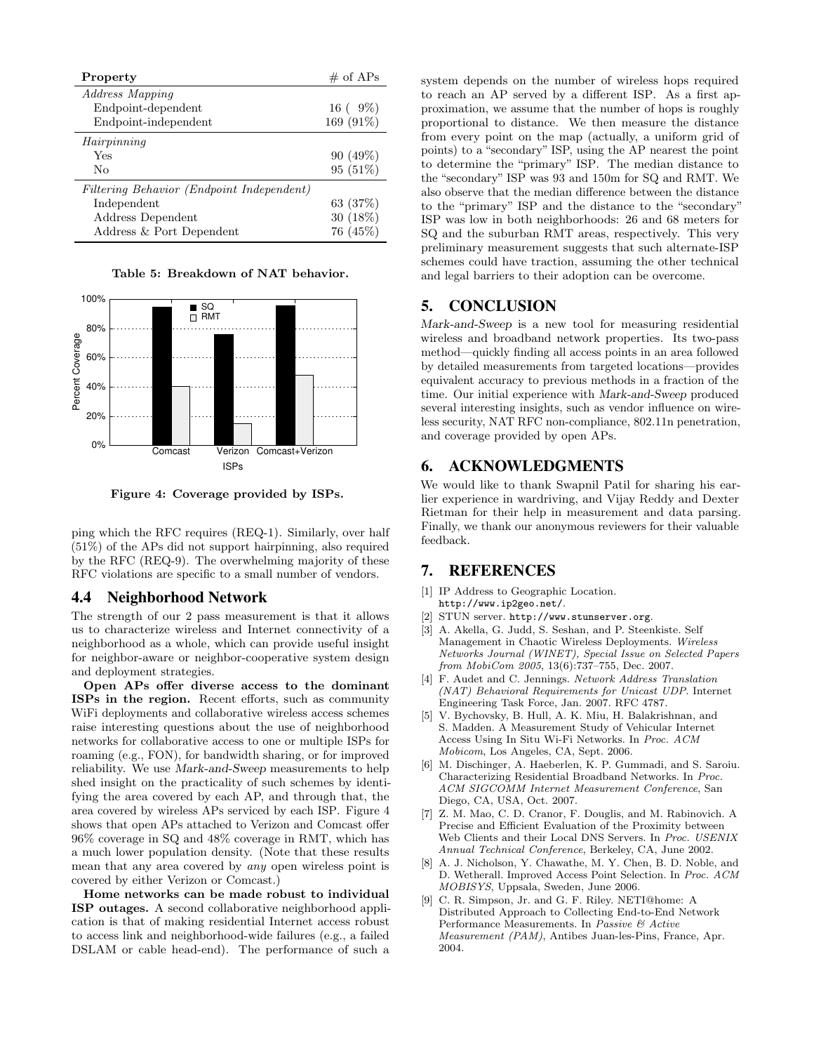| Property | # of APs |
|---|---|
| *Address Mapping* | |
| Endpoint-dependent | 16 ( 9%) |
| Endpoint-independent | 169 (91%) |
| *Hairpinning* | |
| Yes | 90 (49%) |
| No | 95 (51%) |
| *Filtering Behavior (Endpoint Independent)* | |
| Independent | 63 (37%) |
| Address Dependent | 30 (18%) |
| Address & Port Dependent | 76 (45%) |

**Table 5: Breakdown of NAT behavior.**

100%
80%
60%
40%
20%
0%
Percent Coverage
SQ
RMT
Comcast
Verizon
Comcast+Verizon
ISPs

**Figure 4: Coverage provided by ISPs.**

ping which the RFC requires (REQ-1). Similarly, over half (51%) of the APs did not support hairpinning, also required by the RFC (REQ-9). The overwhelming majority of these RFC violations are specific to a small number of vendors.

## 4.4 Neighborhood Network

The strength of our 2 pass measurement is that it allows us to characterize wireless and Internet connectivity of a neighborhood as a whole, which can provide useful insight for neighbor-aware or neighbor-cooperative system design and deployment strategies.

**Open APs offer diverse access to the dominant ISPs in the region.** Recent efforts, such as community WiFi deployments and collaborative wireless access schemes raise interesting questions about the use of neighborhood networks for collaborative access to one or multiple ISPs for roaming (e.g., FON), for bandwidth sharing, or for improved reliability. We use *Mark-and-Sweep* measurements to help shed insight on the practicality of such schemes by identifying the area covered by each AP, and through that, the area covered by wireless APs serviced by each ISP. Figure 4 shows that open APs attached to Verizon and Comcast offer 96% coverage in SQ and 48% coverage in RMT, which has a much lower population density. (Note that these results mean that any area covered by *any* open wireless point is covered by either Verizon or Comcast.)

**Home networks can be made robust to individual ISP outages.** A second collaborative neighborhood application is that of making residential Internet access robust to access link and neighborhood-wide failures (e.g., a failed DSLAM or cable head-end). The performance of such a system depends on the number of wireless hops required to reach an AP served by a different ISP. As a first approximation, we assume that the number of hops is roughly proportional to distance. We then measure the distance from every point on the map (actually, a uniform grid of points) to a "secondary" ISP, using the AP nearest the point to determine the "primary" ISP. The median distance to the "secondary" ISP was 93 and 150m for SQ and RMT. We also observe that the median difference between the distance to the "primary" ISP and the distance to the "secondary" ISP was low in both neighborhoods: 26 and 68 meters for SQ and the suburban RMT areas, respectively. This very preliminary measurement suggests that such alternate-ISP schemes could have traction, assuming the other technical and legal barriers to their adoption can be overcome.

# 5. CONCLUSION

*Mark-and-Sweep* is a new tool for measuring residential wireless and broadband network properties. Its two-pass method—quickly finding all access points in an area followed by detailed measurements from targeted locations—provides equivalent accuracy to previous methods in a fraction of the time. Our initial experience with *Mark-and-Sweep* produced several interesting insights, such as vendor influence on wireless security, NAT RFC non-compliance, 802.11n penetration, and coverage provided by open APs.

# 6. ACKNOWLEDGMENTS

We would like to thank Swapnil Patil for sharing his earlier experience in wardriving, and Vijay Reddy and Dexter Rietman for their help in measurement and data parsing. Finally, we thank our anonymous reviewers for their valuable feedback.

# 7. REFERENCES

[1] IP Address to Geographic Location. http://www.ip2geo.net/.

[2] STUN server. http://www.stunserver.org.

[3] A. Akella, G. Judd, S. Seshan, and P. Steenkiste. Self Management in Chaotic Wireless Deployments. *Wireless Networks Journal (WINET), Special Issue on Selected Papers from MobiCom 2005*, 13(6):737–755, Dec. 2007.

[4] F. Audet and C. Jennings. *Network Address Translation (NAT) Behavioral Requirements for Unicast UDP*. Internet Engineering Task Force, Jan. 2007. RFC 4787.

[5] V. Bychovsky, B. Hull, A. K. Miu, H. Balakrishnan, and S. Madden. A Measurement Study of Vehicular Internet Access Using In Situ Wi-Fi Networks. In *Proc. ACM Mobicom*, Los Angeles, CA, Sept. 2006.

[6] M. Dischinger, A. Haeberlen, K. P. Gummadi, and S. Saroiu. Characterizing Residential Broadband Networks. In *Proc. ACM SIGCOMM Internet Measurement Conference*, San Diego, CA, USA, Oct. 2007.

[7] Z. M. Mao, C. D. Cranor, F. Douglis, and M. Rabinovich. A Precise and Efficient Evaluation of the Proximity between Web Clients and their Local DNS Servers. In *Proc. USENIX Annual Technical Conference*, Berkeley, CA, June 2002.

[8] A. J. Nicholson, Y. Chawathe, M. Y. Chen, B. D. Noble, and D. Wetherall. Improved Access Point Selection. In *Proc. ACM MOBISYS*, Uppsala, Sweden, June 2006.

[9] C. R. Simpson, Jr. and G. F. Riley. NETI@home: A Distributed Approach to Collecting End-to-End Network Performance Measurements. In *Passive & Active Measurement (PAM)*, Antibes Juan-les-Pins, France, Apr. 2004.